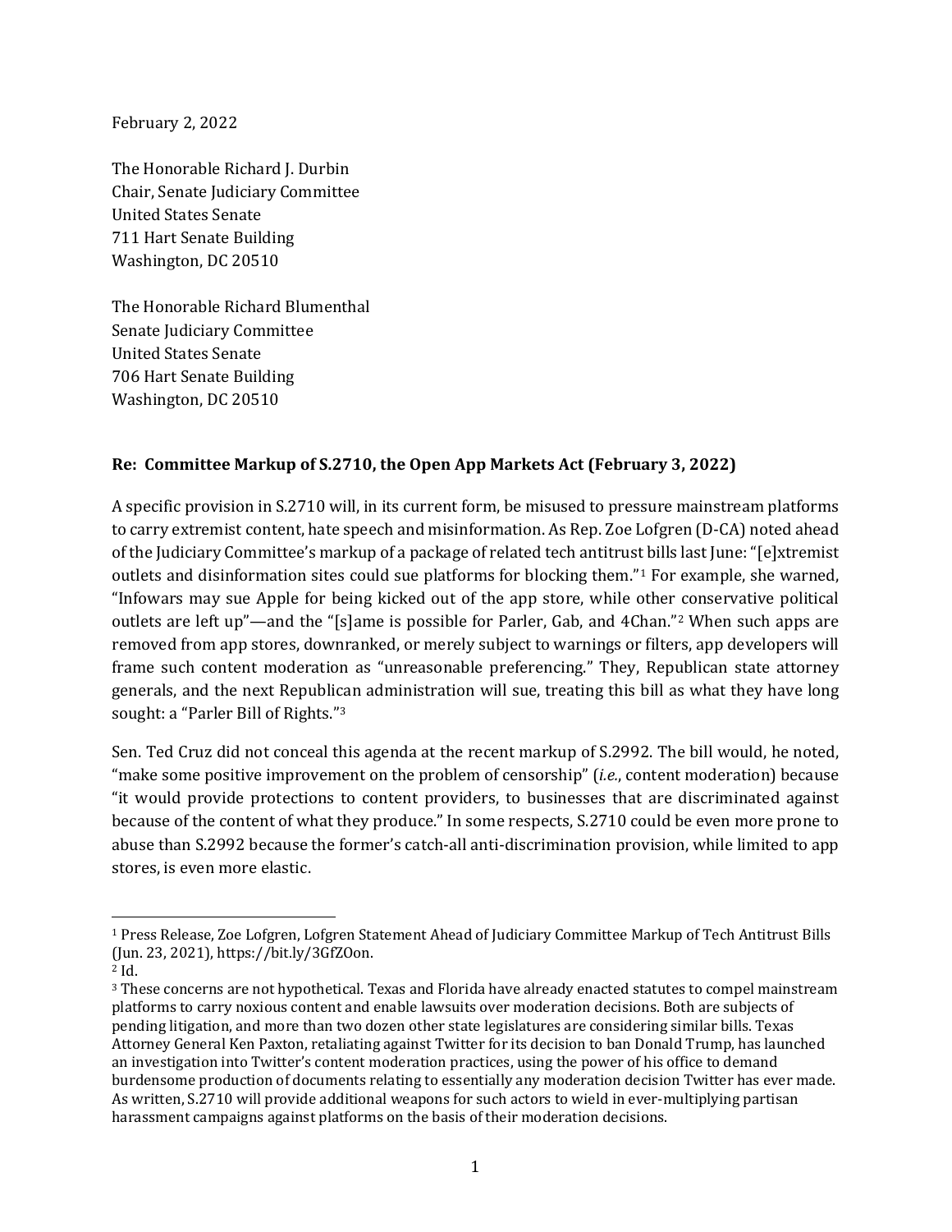February 2, 2022

The Honorable Richard J. Durbin
Chair, Senate Judiciary Committee
United States Senate
711 Hart Senate Building
Washington, DC 20510

The Honorable Richard Blumenthal
Senate Judiciary Committee
United States Senate
706 Hart Senate Building
Washington, DC 20510

**Re: Committee Markup of S.2710, the Open App Markets Act (February 3, 2022)**

A specific provision in S.2710 will, in its current form, be misused to pressure mainstream platforms to carry extremist content, hate speech and misinformation. As Rep. Zoe Lofgren (D-CA) noted ahead of the Judiciary Committee's markup of a package of related tech antitrust bills last June: "[e]xtremist outlets and disinformation sites could sue platforms for blocking them."[1] For example, she warned, "Infowars may sue Apple for being kicked out of the app store, while other conservative political outlets are left up"—and the "[s]ame is possible for Parler, Gab, and 4Chan."[2] When such apps are removed from app stores, downranked, or merely subject to warnings or filters, app developers will frame such content moderation as "unreasonable preferencing." They, Republican state attorney generals, and the next Republican administration will sue, treating this bill as what they have long sought: a "Parler Bill of Rights."[3]

Sen. Ted Cruz did not conceal this agenda at the recent markup of S.2992. The bill would, he noted, "make some positive improvement on the problem of censorship" (*i.e.*, content moderation) because "it would provide protections to content providers, to businesses that are discriminated against because of the content of what they produce." In some respects, S.2710 could be even more prone to abuse than S.2992 because the former's catch-all anti-discrimination provision, while limited to app stores, is even more elastic.

---

[1] Press Release, Zoe Lofgren, Lofgren Statement Ahead of Judiciary Committee Markup of Tech Antitrust Bills (Jun. 23, 2021), https://bit.ly/3GfZOon.

[2] Id.

[3] These concerns are not hypothetical. Texas and Florida have already enacted statutes to compel mainstream platforms to carry noxious content and enable lawsuits over moderation decisions. Both are subjects of pending litigation, and more than two dozen other state legislatures are considering similar bills. Texas Attorney General Ken Paxton, retaliating against Twitter for its decision to ban Donald Trump, has launched an investigation into Twitter's content moderation practices, using the power of his office to demand burdensome production of documents relating to essentially any moderation decision Twitter has ever made. As written, S.2710 will provide additional weapons for such actors to wield in ever-multiplying partisan harassment campaigns against platforms on the basis of their moderation decisions.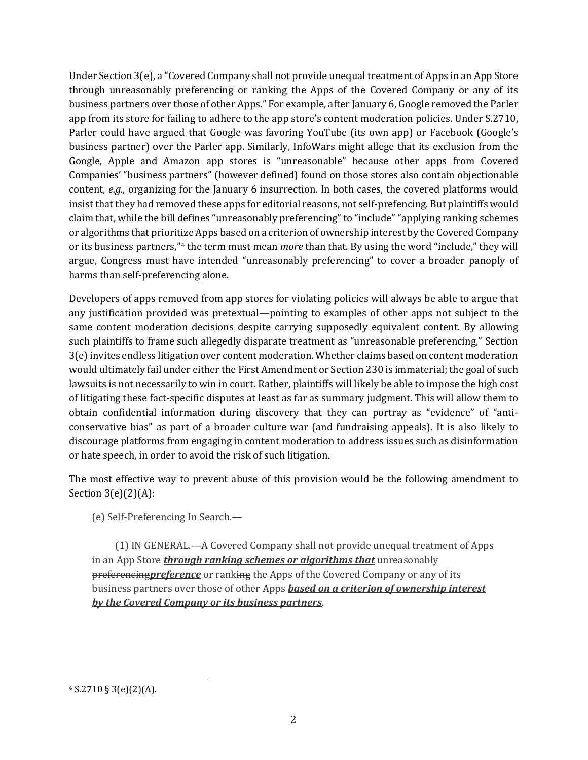Under Section 3(e), a "Covered Company shall not provide unequal treatment of Apps in an App Store through unreasonably preferencing or ranking the Apps of the Covered Company or any of its business partners over those of other Apps." For example, after January 6, Google removed the Parler app from its store for failing to adhere to the app store's content moderation policies. Under S.2710, Parler could have argued that Google was favoring YouTube (its own app) or Facebook (Google's business partner) over the Parler app. Similarly, InfoWars might allege that its exclusion from the Google, Apple and Amazon app stores is "unreasonable" because other apps from Covered Companies' "business partners" (however defined) found on those stores also contain objectionable content, *e.g.*, organizing for the January 6 insurrection. In both cases, the covered platforms would insist that they had removed these apps for editorial reasons, not self-prefencing. But plaintiffs would claim that, while the bill defines "unreasonably preferencing" to "include" "applying ranking schemes or algorithms that prioritize Apps based on a criterion of ownership interest by the Covered Company or its business partners,"[4] the term must mean *more* than that. By using the word "include," they will argue, Congress must have intended "unreasonably preferencing" to cover a broader panoply of harms than self-preferencing alone.

Developers of apps removed from app stores for violating policies will always be able to argue that any justification provided was pretextual—pointing to examples of other apps not subject to the same content moderation decisions despite carrying supposedly equivalent content. By allowing such plaintiffs to frame such allegedly disparate treatment as "unreasonable preferencing," Section 3(e) invites endless litigation over content moderation. Whether claims based on content moderation would ultimately fail under either the First Amendment or Section 230 is immaterial; the goal of such lawsuits is not necessarily to win in court. Rather, plaintiffs will likely be able to impose the high cost of litigating these fact-specific disputes at least as far as summary judgment. This will allow them to obtain confidential information during discovery that they can portray as "evidence" of "anti-conservative bias" as part of a broader culture war (and fundraising appeals). It is also likely to discourage platforms from engaging in content moderation to address issues such as disinformation or hate speech, in order to avoid the risk of such litigation.

The most effective way to prevent abuse of this provision would be the following amendment to Section 3(e)(2)(A):

> (e) Self-Preferencing In Search.—
>
> (1) IN GENERAL.—A Covered Company shall not provide unequal treatment of Apps in an App Store ***through ranking schemes or algorithms that*** unreasonably ~~preferencing~~***preference*** or rank~~ing~~ the Apps of the Covered Company or any of its business partners over those of other Apps ***based on a criterion of ownership interest by the Covered Company or its business partners***.

[4] S.2710 § 3(e)(2)(A).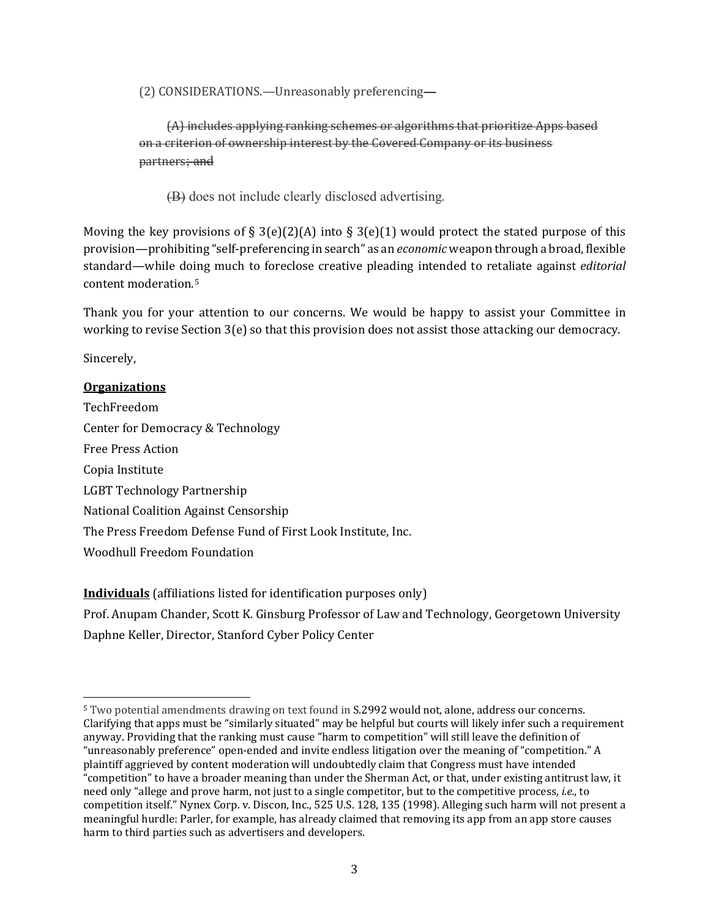(2) CONSIDERATIONS.—Unreasonably preferencing—

~~(A) includes applying ranking schemes or algorithms that prioritize Apps based on a criterion of ownership interest by the Covered Company or its business partners; and~~

~~(B)~~ does not include clearly disclosed advertising.

Moving the key provisions of § 3(e)(2)(A) into § 3(e)(1) would protect the stated purpose of this provision—prohibiting "self-preferencing in search" as an *economic* weapon through a broad, flexible standard—while doing much to foreclose creative pleading intended to retaliate against *editorial* content moderation.[5]

Thank you for your attention to our concerns. We would be happy to assist your Committee in working to revise Section 3(e) so that this provision does not assist those attacking our democracy.

Sincerely,

**Organizations**

TechFreedom
Center for Democracy & Technology
Free Press Action
Copia Institute
LGBT Technology Partnership
National Coalition Against Censorship
The Press Freedom Defense Fund of First Look Institute, Inc.
Woodhull Freedom Foundation

**Individuals** (affiliations listed for identification purposes only)

Prof. Anupam Chander, Scott K. Ginsburg Professor of Law and Technology, Georgetown University
Daphne Keller, Director, Stanford Cyber Policy Center

---

[5] Two potential amendments drawing on text found in S.2992 would not, alone, address our concerns. Clarifying that apps must be "similarly situated" may be helpful but courts will likely infer such a requirement anyway. Providing that the ranking must cause "harm to competition" will still leave the definition of "unreasonably preference" open-ended and invite endless litigation over the meaning of "competition." A plaintiff aggrieved by content moderation will undoubtedly claim that Congress must have intended "competition" to have a broader meaning than under the Sherman Act, or that, under existing antitrust law, it need only "allege and prove harm, not just to a single competitor, but to the competitive process, *i.e.*, to competition itself." Nynex Corp. v. Discon, Inc., 525 U.S. 128, 135 (1998). Alleging such harm will not present a meaningful hurdle: Parler, for example, has already claimed that removing its app from an app store causes harm to third parties such as advertisers and developers.